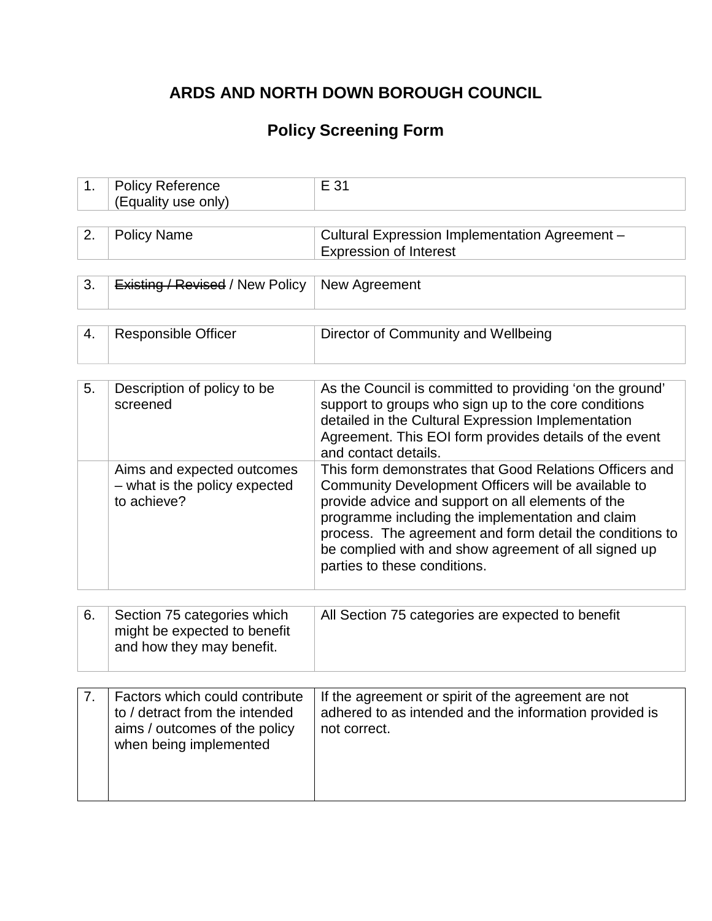# ARDS AND NORTH DOWN BOROUGH COUNCIL

## Policy Screening Form

| | | |
|---|---|---|
| 1. | Policy Reference (Equality use only) | E 31 |

| | | |
|---|---|---|
| 2. | Policy Name | Cultural Expression Implementation Agreement – Expression of Interest |

| | | |
|---|---|---|
| 3. | ~~Existing / Revised~~ / New Policy | New Agreement |

| | | |
|---|---|---|
| 4. | Responsible Officer | Director of Community and Wellbeing |

| | | |
|---|---|---|
| 5. | Description of policy to be screened | As the Council is committed to providing 'on the ground' support to groups who sign up to the core conditions detailed in the Cultural Expression Implementation Agreement. This EOI form provides details of the event and contact details. |
| | Aims and expected outcomes – what is the policy expected to achieve? | This form demonstrates that Good Relations Officers and Community Development Officers will be available to provide advice and support on all elements of the programme including the implementation and claim process. The agreement and form detail the conditions to be complied with and show agreement of all signed up parties to these conditions. |

| | | |
|---|---|---|
| 6. | Section 75 categories which might be expected to benefit and how they may benefit. | All Section 75 categories are expected to benefit |

| | | |
|---|---|---|
| 7. | Factors which could contribute to / detract from the intended aims / outcomes of the policy when being implemented | If the agreement or spirit of the agreement are not adhered to as intended and the information provided is not correct. |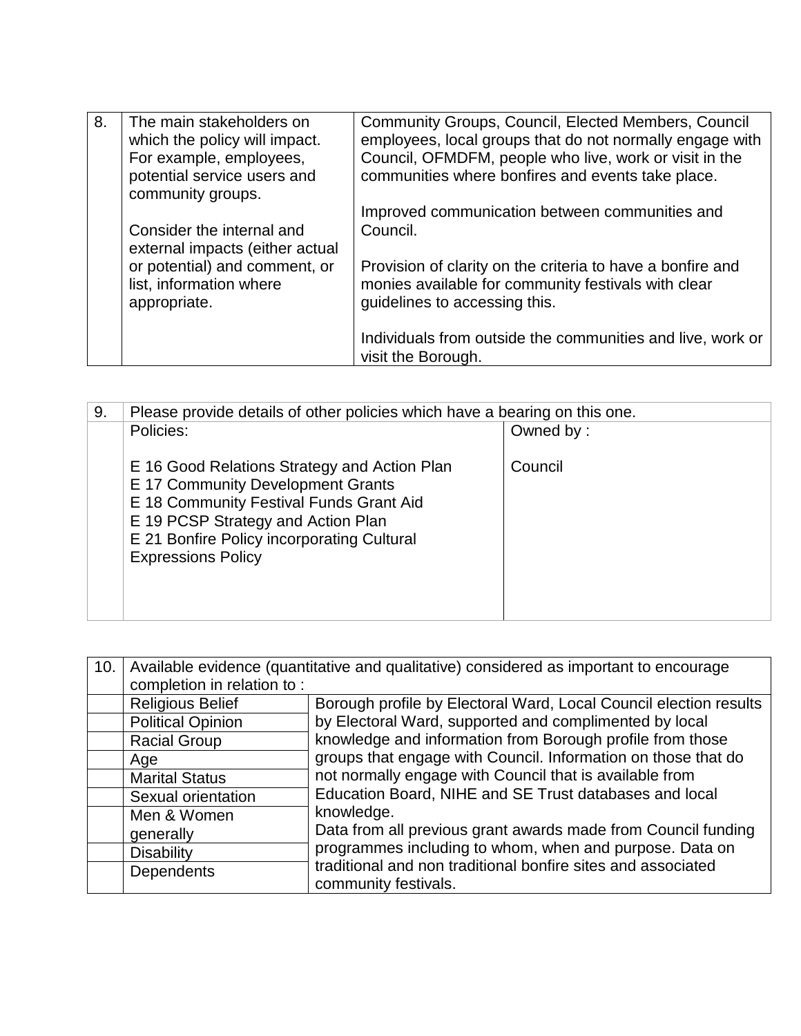| 8. | The main stakeholders on which the policy will impact. For example, employees, potential service users and community groups.<br><br>Consider the internal and external impacts (either actual or potential) and comment, or list, information where appropriate. | Community Groups, Council, Elected Members, Council employees, local groups that do not normally engage with Council, OFMDFM, people who live, work or visit in the communities where bonfires and events take place.<br><br>Improved communication between communities and Council.<br><br>Provision of clarity on the criteria to have a bonfire and monies available for community festivals with clear guidelines to accessing this.<br><br>Individuals from outside the communities and live, work or visit the Borough. |
|---|---|---|

| 9. | Please provide details of other policies which have a bearing on this one. | |
|---|---|---|
| | Policies:<br><br>E 16 Good Relations Strategy and Action Plan<br>E 17 Community Development Grants<br>E 18 Community Festival Funds Grant Aid<br>E 19 PCSP Strategy and Action Plan<br>E 21 Bonfire Policy incorporating Cultural Expressions Policy | Owned by :<br><br>Council |

| 10. | Available evidence (quantitative and qualitative) considered as important to encourage completion in relation to : | |
|---|---|---|
| | Religious Belief | Borough profile by Electoral Ward, Local Council election results by Electoral Ward, supported and complimented by local knowledge and information from Borough profile from those groups that engage with Council. Information on those that do not normally engage with Council that is available from Education Board, NIHE and SE Trust databases and local knowledge.<br>Data from all previous grant awards made from Council funding programmes including to whom, when and purpose. Data on traditional and non traditional bonfire sites and associated community festivals. |
| | Political Opinion | |
| | Racial Group | |
| | Age | |
| | Marital Status | |
| | Sexual orientation | |
| | Men & Women generally | |
| | Disability | |
| | Dependents | |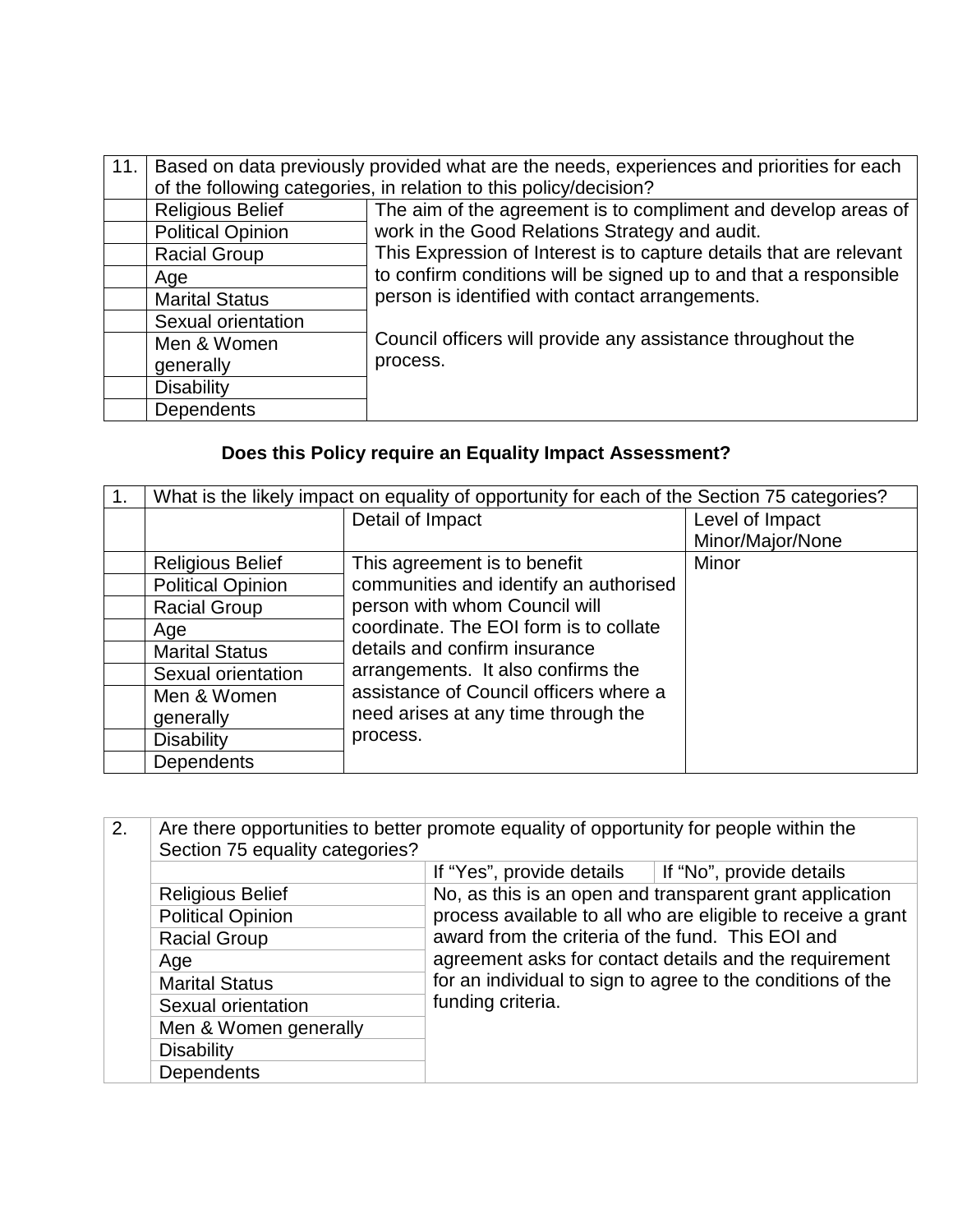| 11. | Based on data previously provided what are the needs, experiences and priorities for each of the following categories, in relation to this policy/decision? | |
|---|---|---|
| | Religious Belief | The aim of the agreement is to compliment and develop areas of work in the Good Relations Strategy and audit.<br>This Expression of Interest is to capture details that are relevant to confirm conditions will be signed up to and that a responsible person is identified with contact arrangements.<br><br>Council officers will provide any assistance throughout the process. |
| | Political Opinion | |
| | Racial Group | |
| | Age | |
| | Marital Status | |
| | Sexual orientation | |
| | Men & Women generally | |
| | Disability | |
| | Dependents | |

**Does this Policy require an Equality Impact Assessment?**

| 1. | What is the likely impact on equality of opportunity for each of the Section 75 categories? | | |
|---|---|---|---|
| | | Detail of Impact | Level of Impact Minor/Major/None |
| | Religious Belief | This agreement is to benefit communities and identify an authorised person with whom Council will coordinate. The EOI form is to collate details and confirm insurance arrangements. It also confirms the assistance of Council officers where a need arises at any time through the process. | Minor |
| | Political Opinion | | |
| | Racial Group | | |
| | Age | | |
| | Marital Status | | |
| | Sexual orientation | | |
| | Men & Women generally | | |
| | Disability | | |
| | Dependents | | |

| 2. | Are there opportunities to better promote equality of opportunity for people within the Section 75 equality categories? | | |
|---|---|---|---|
| | | If "Yes", provide details | If "No", provide details |
| | Religious Belief | No, as this is an open and transparent grant application process available to all who are eligible to receive a grant award from the criteria of the fund. This EOI and agreement asks for contact details and the requirement for an individual to sign to agree to the conditions of the funding criteria. | |
| | Political Opinion | | |
| | Racial Group | | |
| | Age | | |
| | Marital Status | | |
| | Sexual orientation | | |
| | Men & Women generally | | |
| | Disability | | |
| | Dependents | | |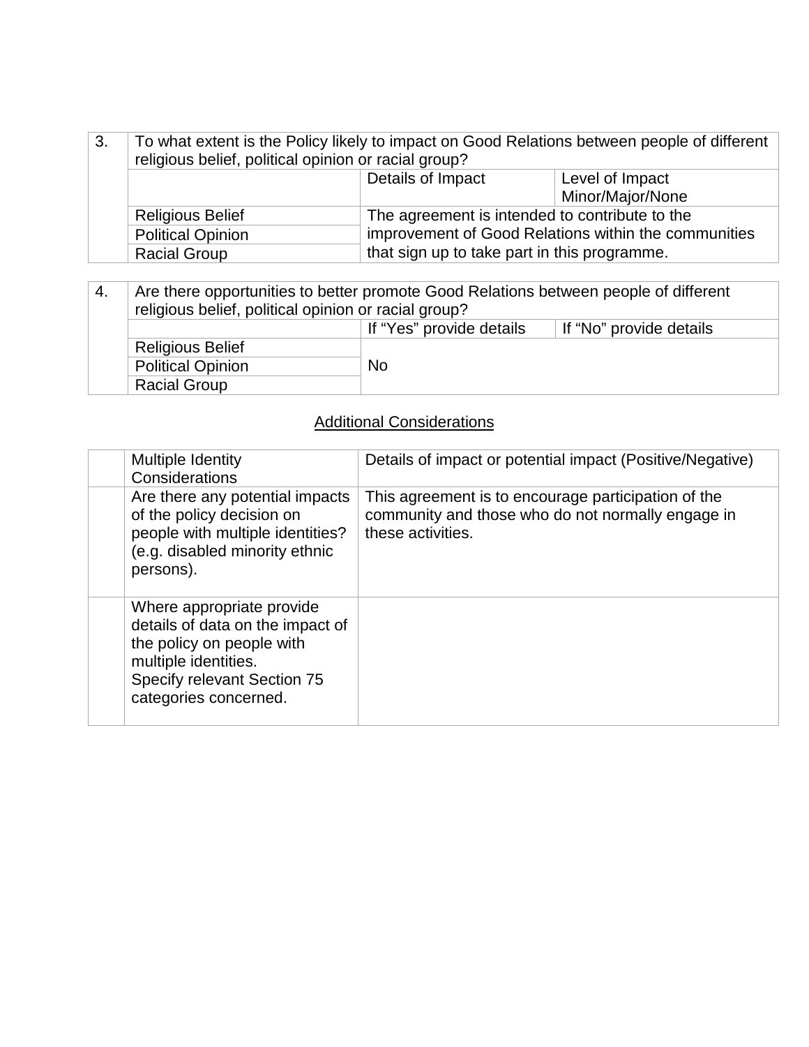| 3. | To what extent is the Policy likely to impact on Good Relations between people of different religious belief, political opinion or racial group? | | |
|---|---|---|---|
| | | Details of Impact | Level of Impact Minor/Major/None |
| | Religious Belief | The agreement is intended to contribute to the improvement of Good Relations within the communities that sign up to take part in this programme. | |
| | Political Opinion | | |
| | Racial Group | | |

| 4. | Are there opportunities to better promote Good Relations between people of different religious belief, political opinion or racial group? | | |
|---|---|---|---|
| | | If "Yes" provide details | If "No" provide details |
| | Religious Belief | No | |
| | Political Opinion | | |
| | Racial Group | | |

<u>Additional Considerations</u>

| | Multiple Identity Considerations | Details of impact or potential impact (Positive/Negative) |
|---|---|---|
| | Are there any potential impacts of the policy decision on people with multiple identities? (e.g. disabled minority ethnic persons). | This agreement is to encourage participation of the community and those who do not normally engage in these activities. |
| | Where appropriate provide details of data on the impact of the policy on people with multiple identities. Specify relevant Section 75 categories concerned. | |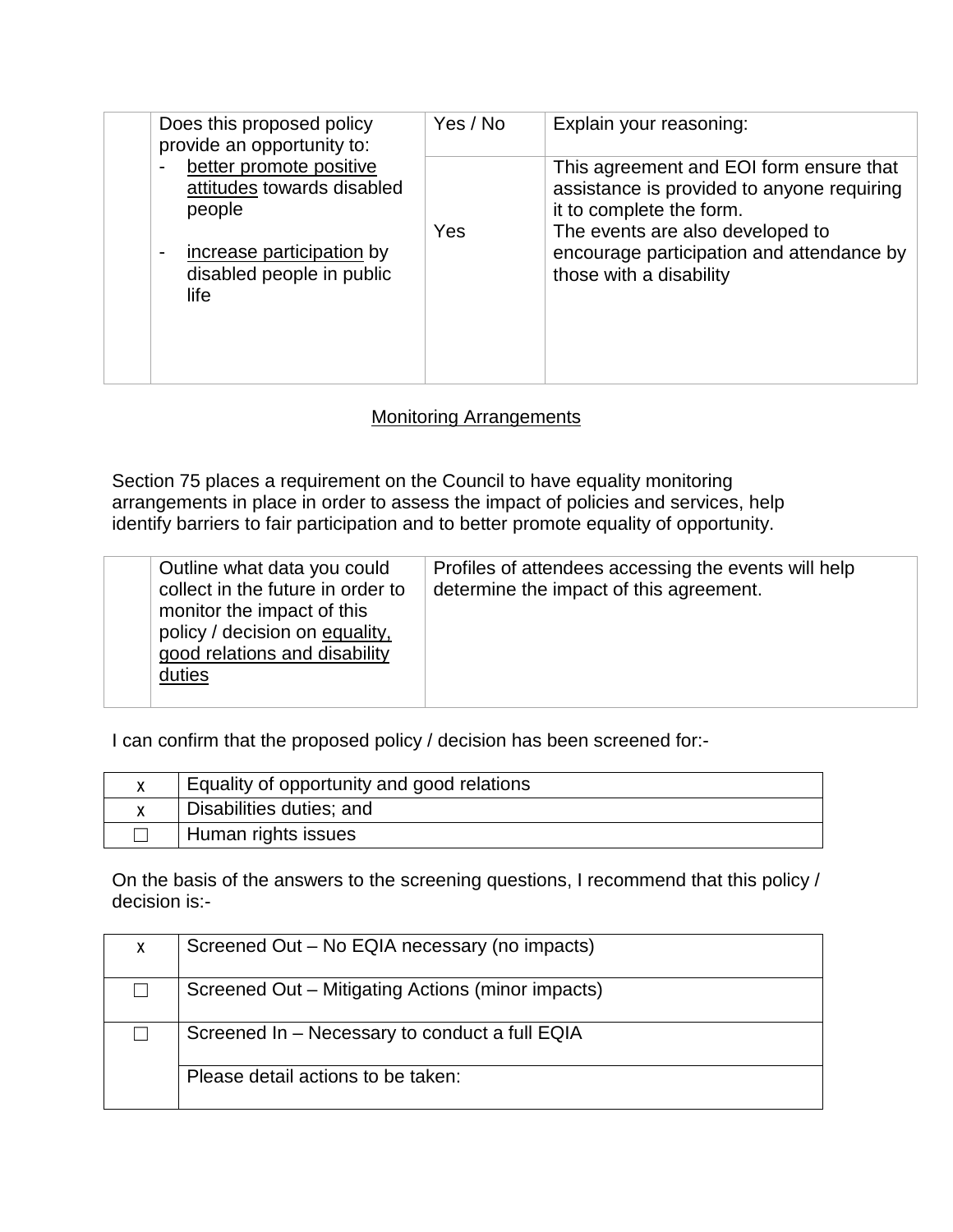| | Does this proposed policy provide an opportunity to:<br>- better promote positive attitudes towards disabled people<br>- increase participation by disabled people in public life | Yes / No | Explain your reasoning: |
|---|---|---|---|
| | | Yes | This agreement and EOI form ensure that assistance is provided to anyone requiring it to complete the form.<br>The events are also developed to encourage participation and attendance by those with a disability |

## Monitoring Arrangements

Section 75 places a requirement on the Council to have equality monitoring arrangements in place in order to assess the impact of policies and services, help identify barriers to fair participation and to better promote equality of opportunity.

| | Outline what data you could collect in the future in order to monitor the impact of this policy / decision on equality, good relations and disability duties | Profiles of attendees accessing the events will help determine the impact of this agreement. |
|---|---|---|

I can confirm that the proposed policy / decision has been screened for:-

| | |
|---|---|
| x | Equality of opportunity and good relations |
| x | Disabilities duties; and |
| ☐ | Human rights issues |

On the basis of the answers to the screening questions, I recommend that this policy / decision is:-

| | |
|---|---|
| x | Screened Out – No EQIA necessary (no impacts) |
| ☐ | Screened Out – Mitigating Actions (minor impacts) |
| ☐ | Screened In – Necessary to conduct a full EQIA |
| | Please detail actions to be taken: |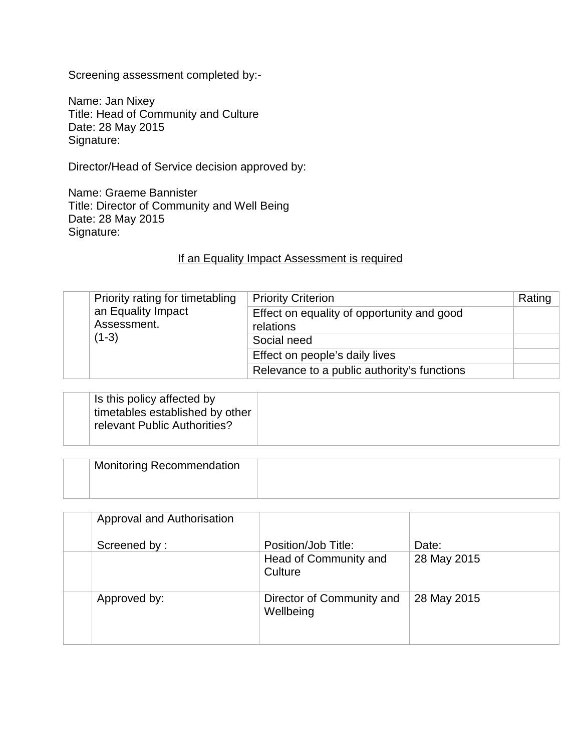Screening assessment completed by:-

Name: Jan Nixey
Title: Head of Community and Culture
Date: 28 May 2015
Signature:

Director/Head of Service decision approved by:

Name: Graeme Bannister
Title: Director of Community and Well Being
Date: 28 May 2015
Signature:

<u>If an Equality Impact Assessment is required</u>

| | Priority rating for timetabling an Equality Impact Assessment. (1-3) | Priority Criterion | Rating |
|---|---|---|---|
| | | Effect on equality of opportunity and good relations | |
| | | Social need | |
| | | Effect on people's daily lives | |
| | | Relevance to a public authority's functions | |

| | Is this policy affected by timetables established by other relevant Public Authorities? | |
|---|---|---|

| | Monitoring Recommendation | |
|---|---|---|

| | Approval and Authorisation<br><br>Screened by : | Position/Job Title: | Date: |
|---|---|---|---|
| | | Head of Community and Culture | 28 May 2015 |
| | Approved by: | Director of Community and Wellbeing | 28 May 2015 |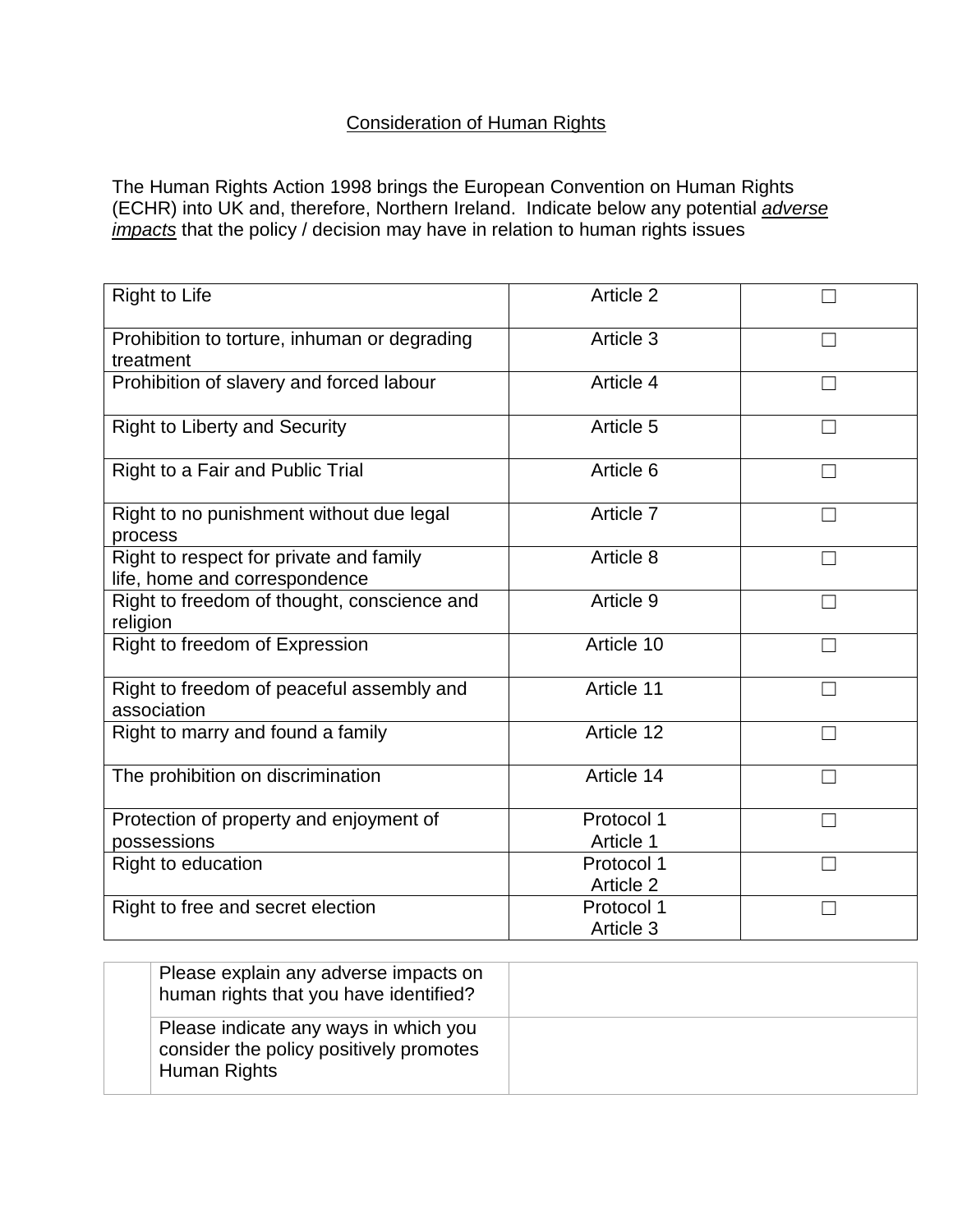<u>Consideration of Human Rights</u>

The Human Rights Action 1998 brings the European Convention on Human Rights (ECHR) into UK and, therefore, Northern Ireland. Indicate below any potential <u>*adverse impacts*</u> that the policy / decision may have in relation to human rights issues

| | | |
|---|---|---|
| Right to Life | Article 2 | ☐ |
| Prohibition to torture, inhuman or degrading treatment | Article 3 | ☐ |
| Prohibition of slavery and forced labour | Article 4 | ☐ |
| Right to Liberty and Security | Article 5 | ☐ |
| Right to a Fair and Public Trial | Article 6 | ☐ |
| Right to no punishment without due legal process | Article 7 | ☐ |
| Right to respect for private and family life, home and correspondence | Article 8 | ☐ |
| Right to freedom of thought, conscience and religion | Article 9 | ☐ |
| Right to freedom of Expression | Article 10 | ☐ |
| Right to freedom of peaceful assembly and association | Article 11 | ☐ |
| Right to marry and found a family | Article 12 | ☐ |
| The prohibition on discrimination | Article 14 | ☐ |
| Protection of property and enjoyment of possessions | Protocol 1 Article 1 | ☐ |
| Right to education | Protocol 1 Article 2 | ☐ |
| Right to free and secret election | Protocol 1 Article 3 | ☐ |

| | | |
|---|---|---|
| | Please explain any adverse impacts on human rights that you have identified? | |
| | Please indicate any ways in which you consider the policy positively promotes Human Rights | |